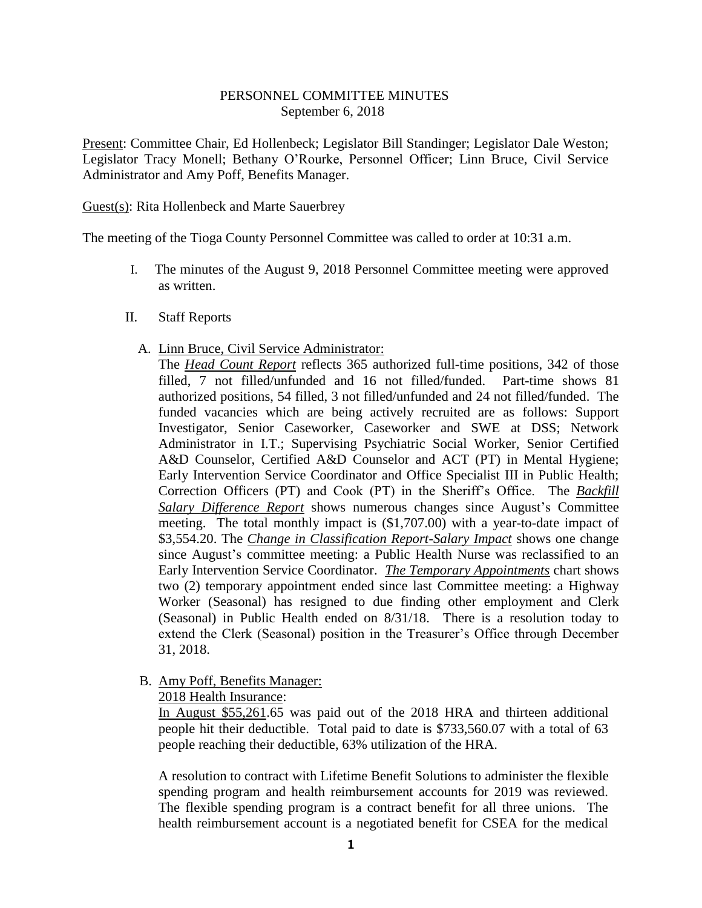# PERSONNEL COMMITTEE MINUTES

September 6, 2018

Present: Committee Chair, Ed Hollenbeck; Legislator Bill Standinger; Legislator Dale Weston; Legislator Tracy Monell; Bethany O'Rourke, Personnel Officer; Linn Bruce, Civil Service Administrator and Amy Poff, Benefits Manager.

Guest(s): Rita Hollenbeck and Marte Sauerbrey

The meeting of the Tioga County Personnel Committee was called to order at 10:31 a.m.

I. The minutes of the August 9, 2018 Personnel Committee meeting were approved as written.

II. Staff Reports

A. Linn Bruce, Civil Service Administrator:

The ***Head Count Report*** reflects 365 authorized full-time positions, 342 of those filled, 7 not filled/unfunded and 16 not filled/funded. Part-time shows 81 authorized positions, 54 filled, 3 not filled/unfunded and 24 not filled/funded. The funded vacancies which are being actively recruited are as follows: Support Investigator, Senior Caseworker, Caseworker and SWE at DSS; Network Administrator in I.T.; Supervising Psychiatric Social Worker, Senior Certified A&D Counselor, Certified A&D Counselor and ACT (PT) in Mental Hygiene; Early Intervention Service Coordinator and Office Specialist III in Public Health; Correction Officers (PT) and Cook (PT) in the Sheriff's Office. The ***Backfill Salary Difference Report*** shows numerous changes since August's Committee meeting. The total monthly impact is ($1,707.00) with a year-to-date impact of $3,554.20. The ***Change in Classification Report-Salary Impact*** shows one change since August's committee meeting: a Public Health Nurse was reclassified to an Early Intervention Service Coordinator. ***The Temporary Appointments*** chart shows two (2) temporary appointment ended since last Committee meeting: a Highway Worker (Seasonal) has resigned to due finding other employment and Clerk (Seasonal) in Public Health ended on 8/31/18. There is a resolution today to extend the Clerk (Seasonal) position in the Treasurer's Office through December 31, 2018.

B. Amy Poff, Benefits Manager:

2018 Health Insurance:

In August $55,261.65 was paid out of the 2018 HRA and thirteen additional people hit their deductible. Total paid to date is $733,560.07 with a total of 63 people reaching their deductible, 63% utilization of the HRA.

A resolution to contract with Lifetime Benefit Solutions to administer the flexible spending program and health reimbursement accounts for 2019 was reviewed. The flexible spending program is a contract benefit for all three unions. The health reimbursement account is a negotiated benefit for CSEA for the medical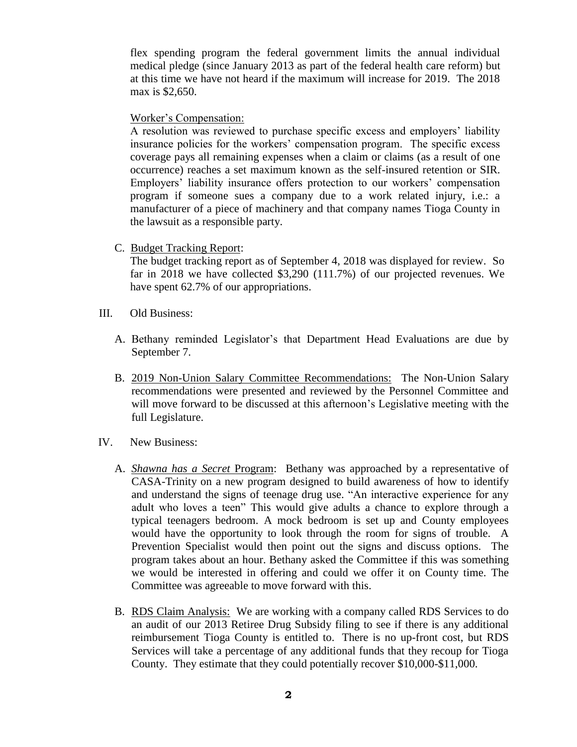flex spending program the federal government limits the annual individual medical pledge (since January 2013 as part of the federal health care reform) but at this time we have not heard if the maximum will increase for 2019. The 2018 max is $2,650.

Worker's Compensation:

A resolution was reviewed to purchase specific excess and employers' liability insurance policies for the workers' compensation program. The specific excess coverage pays all remaining expenses when a claim or claims (as a result of one occurrence) reaches a set maximum known as the self-insured retention or SIR. Employers' liability insurance offers protection to our workers' compensation program if someone sues a company due to a work related injury, i.e.: a manufacturer of a piece of machinery and that company names Tioga County in the lawsuit as a responsible party.

C. Budget Tracking Report:

The budget tracking report as of September 4, 2018 was displayed for review. So far in 2018 we have collected $3,290 (111.7%) of our projected revenues. We have spent 62.7% of our appropriations.

III. Old Business:

A. Bethany reminded Legislator's that Department Head Evaluations are due by September 7.

B. 2019 Non-Union Salary Committee Recommendations: The Non-Union Salary recommendations were presented and reviewed by the Personnel Committee and will move forward to be discussed at this afternoon's Legislative meeting with the full Legislature.

IV. New Business:

A. *Shawna has a Secret* Program: Bethany was approached by a representative of CASA-Trinity on a new program designed to build awareness of how to identify and understand the signs of teenage drug use. "An interactive experience for any adult who loves a teen" This would give adults a chance to explore through a typical teenagers bedroom. A mock bedroom is set up and County employees would have the opportunity to look through the room for signs of trouble. A Prevention Specialist would then point out the signs and discuss options. The program takes about an hour. Bethany asked the Committee if this was something we would be interested in offering and could we offer it on County time. The Committee was agreeable to move forward with this.

B. RDS Claim Analysis: We are working with a company called RDS Services to do an audit of our 2013 Retiree Drug Subsidy filing to see if there is any additional reimbursement Tioga County is entitled to. There is no up-front cost, but RDS Services will take a percentage of any additional funds that they recoup for Tioga County. They estimate that they could potentially recover $10,000-$11,000.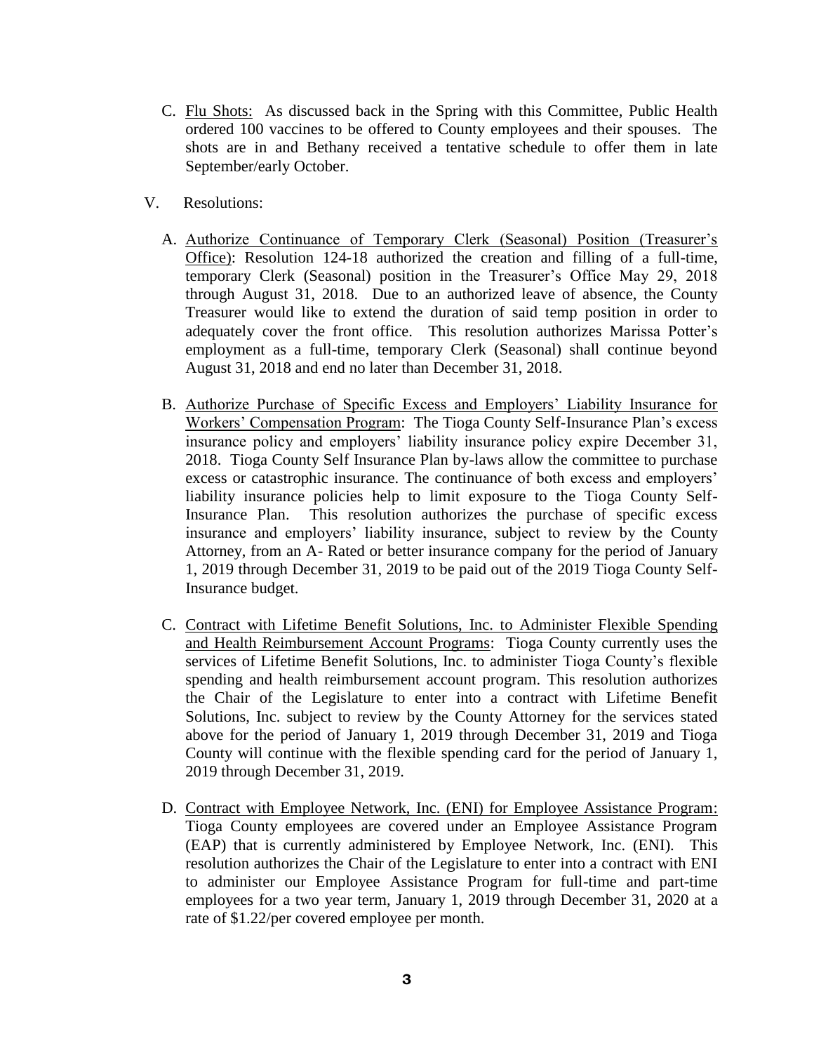C. <u>Flu Shots:</u> As discussed back in the Spring with this Committee, Public Health ordered 100 vaccines to be offered to County employees and their spouses. The shots are in and Bethany received a tentative schedule to offer them in late September/early October.

V. Resolutions:

A. <u>Authorize Continuance of Temporary Clerk (Seasonal) Position (Treasurer's Office)</u>: Resolution 124-18 authorized the creation and filling of a full-time, temporary Clerk (Seasonal) position in the Treasurer's Office May 29, 2018 through August 31, 2018. Due to an authorized leave of absence, the County Treasurer would like to extend the duration of said temp position in order to adequately cover the front office. This resolution authorizes Marissa Potter's employment as a full-time, temporary Clerk (Seasonal) shall continue beyond August 31, 2018 and end no later than December 31, 2018.

B. <u>Authorize Purchase of Specific Excess and Employers' Liability Insurance for Workers' Compensation Program</u>: The Tioga County Self-Insurance Plan's excess insurance policy and employers' liability insurance policy expire December 31, 2018. Tioga County Self Insurance Plan by-laws allow the committee to purchase excess or catastrophic insurance. The continuance of both excess and employers' liability insurance policies help to limit exposure to the Tioga County Self-Insurance Plan. This resolution authorizes the purchase of specific excess insurance and employers' liability insurance, subject to review by the County Attorney, from an A- Rated or better insurance company for the period of January 1, 2019 through December 31, 2019 to be paid out of the 2019 Tioga County Self-Insurance budget.

C. <u>Contract with Lifetime Benefit Solutions, Inc. to Administer Flexible Spending and Health Reimbursement Account Programs</u>: Tioga County currently uses the services of Lifetime Benefit Solutions, Inc. to administer Tioga County's flexible spending and health reimbursement account program. This resolution authorizes the Chair of the Legislature to enter into a contract with Lifetime Benefit Solutions, Inc. subject to review by the County Attorney for the services stated above for the period of January 1, 2019 through December 31, 2019 and Tioga County will continue with the flexible spending card for the period of January 1, 2019 through December 31, 2019.

D. <u>Contract with Employee Network, Inc. (ENI) for Employee Assistance Program:</u> Tioga County employees are covered under an Employee Assistance Program (EAP) that is currently administered by Employee Network, Inc. (ENI). This resolution authorizes the Chair of the Legislature to enter into a contract with ENI to administer our Employee Assistance Program for full-time and part-time employees for a two year term, January 1, 2019 through December 31, 2020 at a rate of $1.22/per covered employee per month.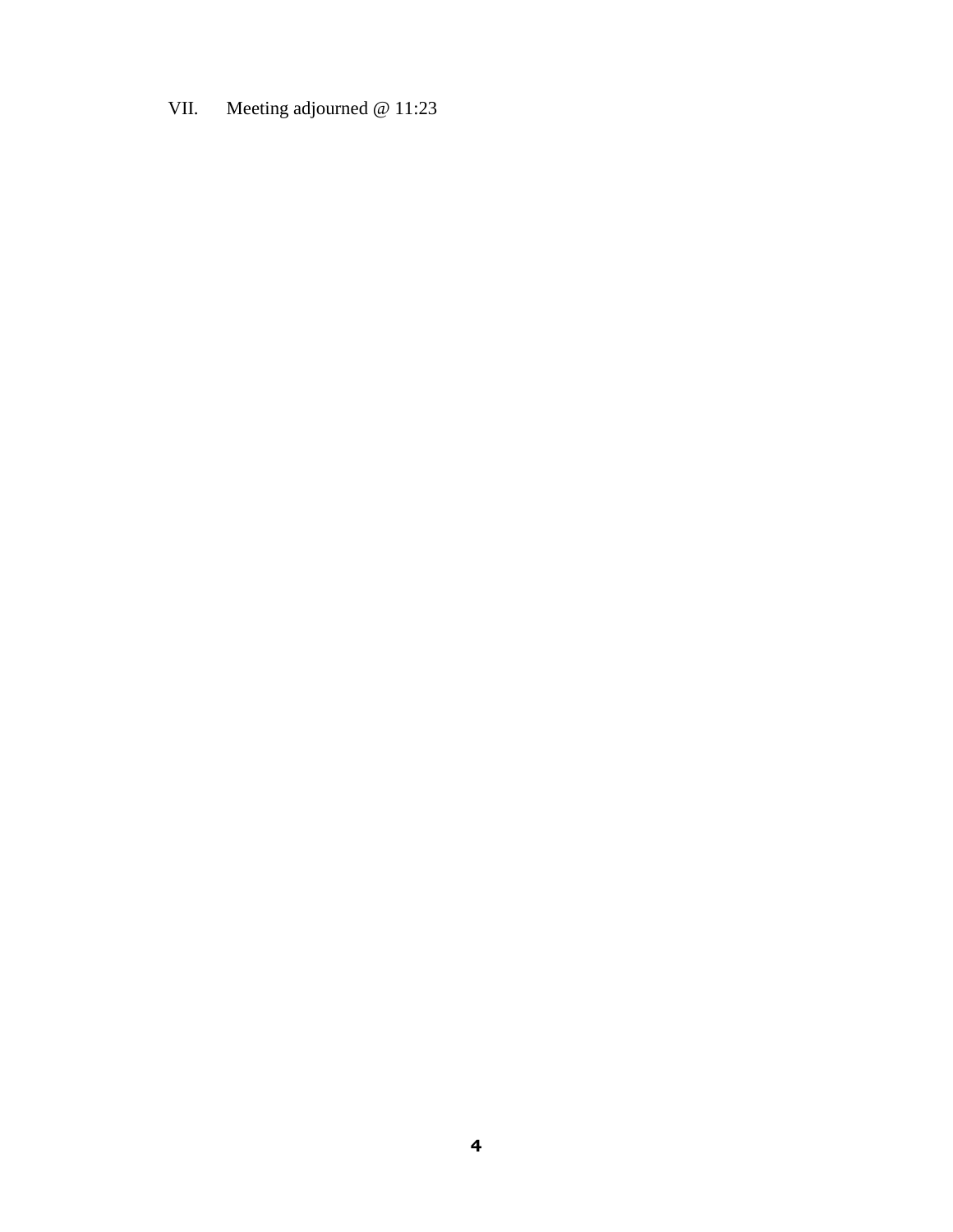VII. Meeting adjourned @ 11:23